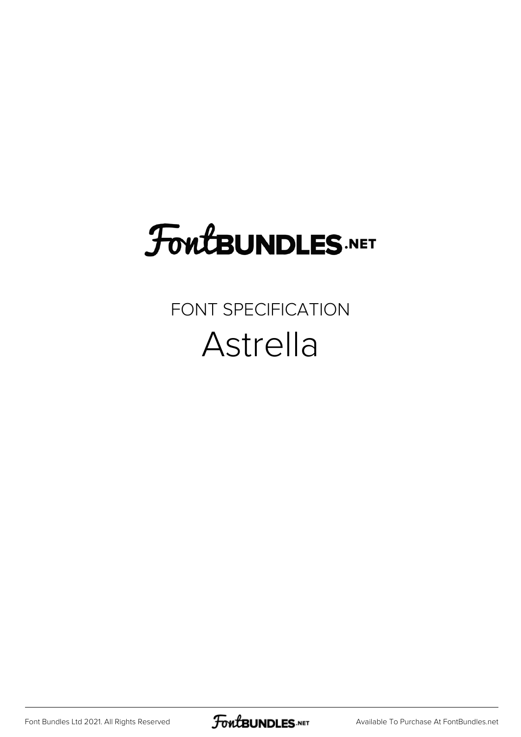# FontBUNDLES.NET

FONT SPECIFICATION

## Astrella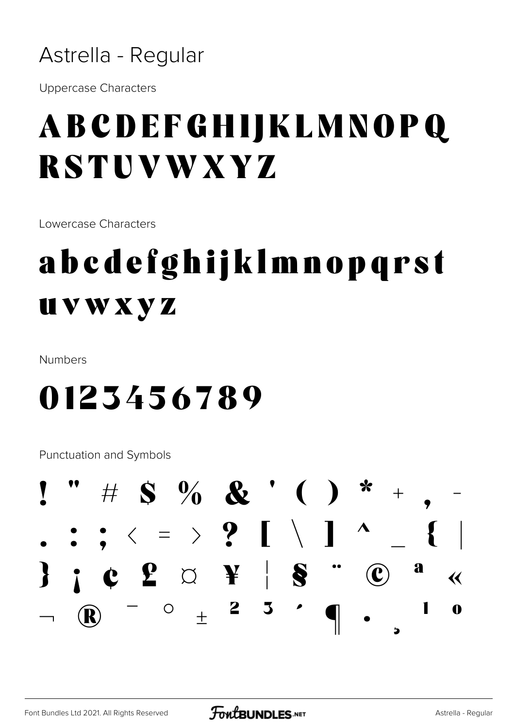# Astrella - Regular

Uppercase Characters

## ABCDEFGHIJKLMNOPQ RSTUVWXYZ

Lowercase Characters

## abcdefghijklmnopqrst uvwxyz

Numbers

## 0123456789

Punctuation and Symbols

## ! " # $ % & ' ( ) * + , - . : ; < = > ? [ \ ] ^ _ { | } ¡ ¢ £ ¤ ¥ ¦ § ¨ © ª « ¬ ® ¯ ° ± ² ³ ´ ¶ · ¸ ¹ º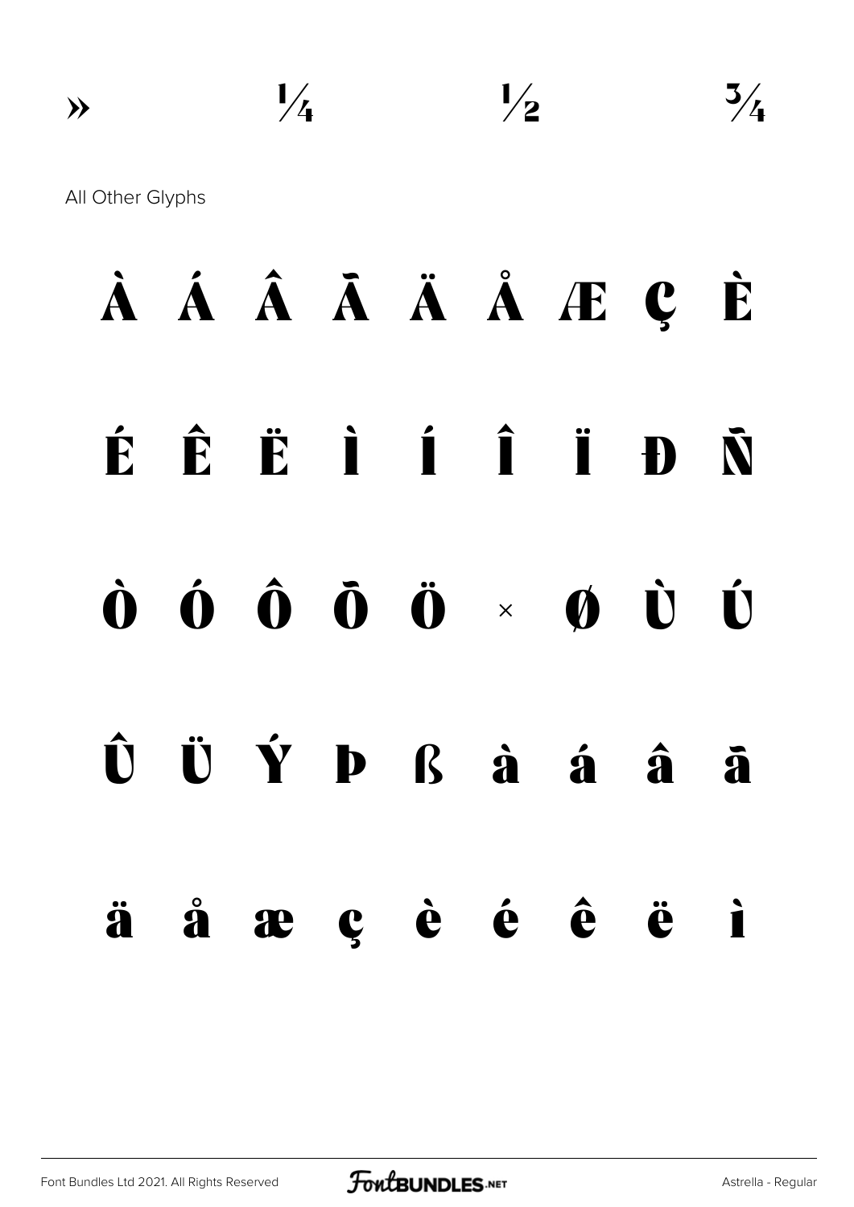» ¼ ½ ¾

All Other Glyphs

À Á Â Ã Ä Å Æ Ç È

É Ê Ë Ì Í Î Ï Ð Ñ

Ò Ó Ô Õ Ö × Ø Ù Ú

Û Ü Ý Þ ß à á â ã

ä å æ ç è é ê ë ì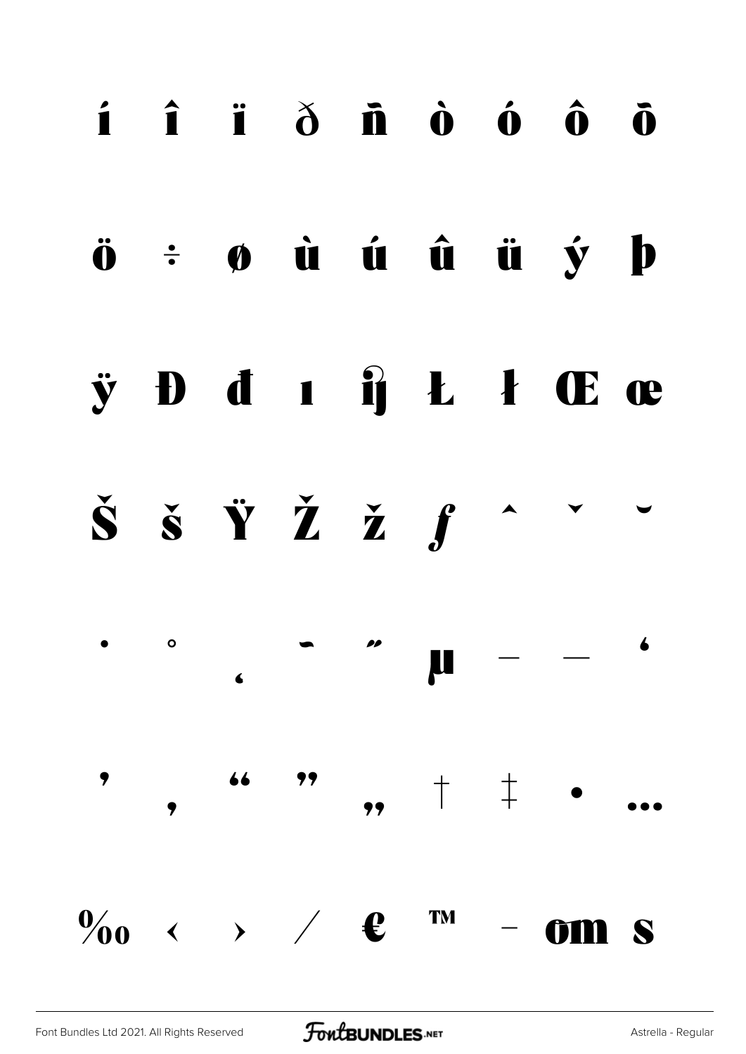í î ï ð ñ ò ó ô õ

ö ÷ ø ù ú û ü ý þ

ÿ Đ đ ı ĳ Ł ł Œ œ

Š š Ÿ Ž ž ƒ ˆ ˇ ˘

˙ ˚ ˛ ˜ ˝ µ – — ‘

’ ‚ “ ” „ † ‡ • …

‰ ‹ › ⁄ € ™ − om s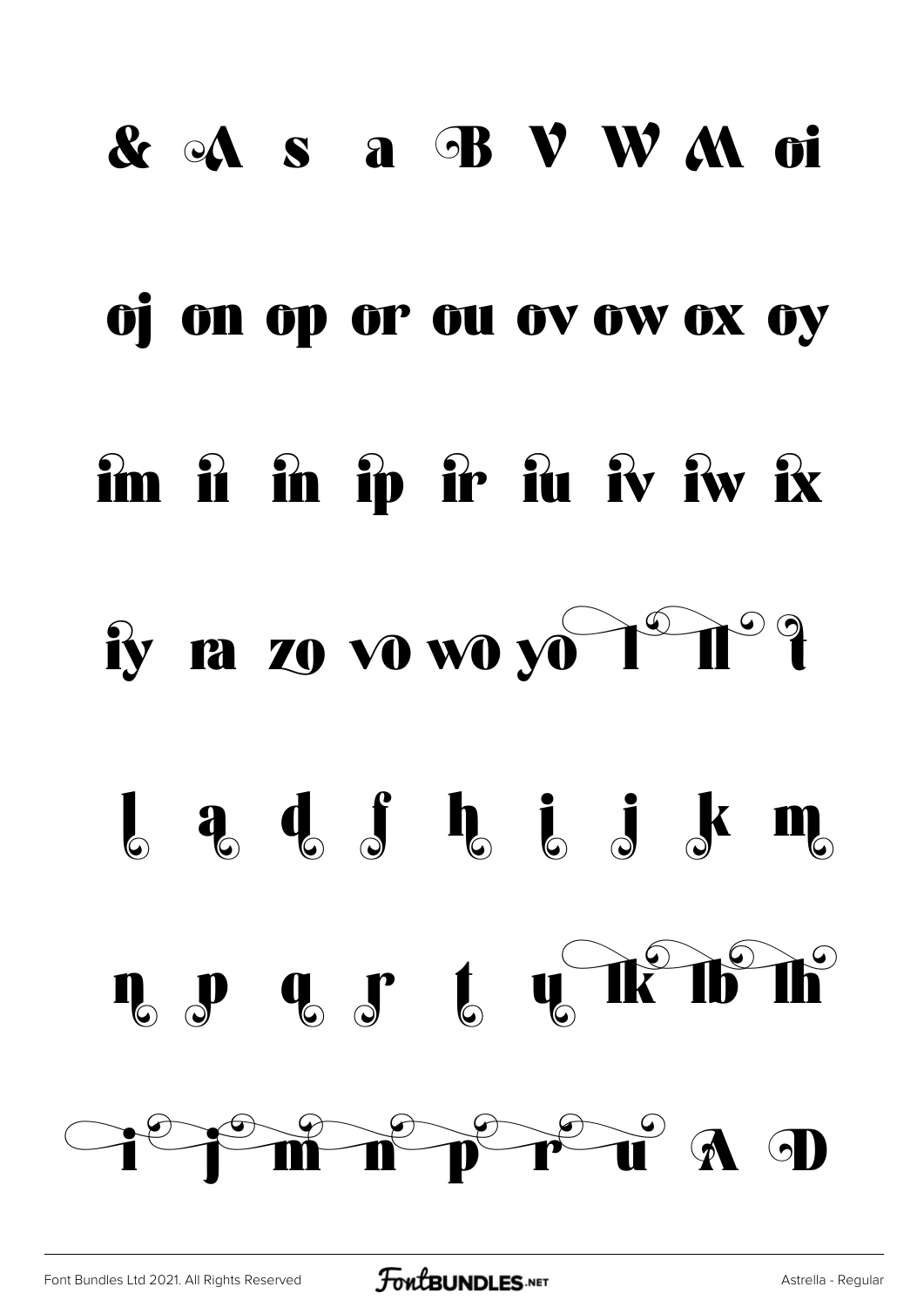& A s a B V W M oi

oj on op or ou ov ow ox oy

im ii in ip ir iu iv iw ix

iy ra zo vo wo yo l ll t

l a d f h i j k m

n p q r t u lk lb lh

i j m n p r u A D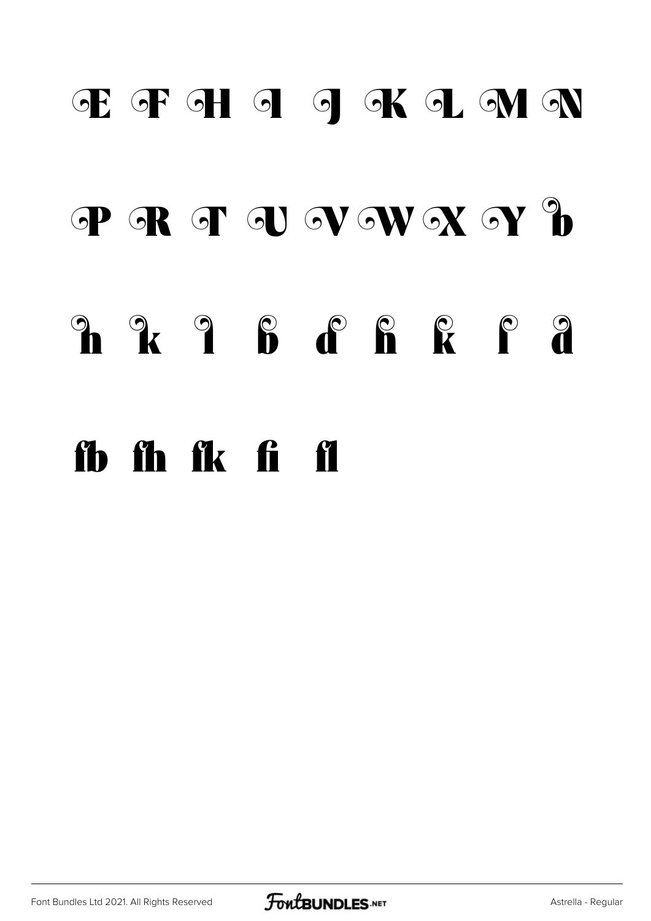E F H I J K L M N

P R T U V W X Y b

h k l b d h k l d

fb fh fk fi fl